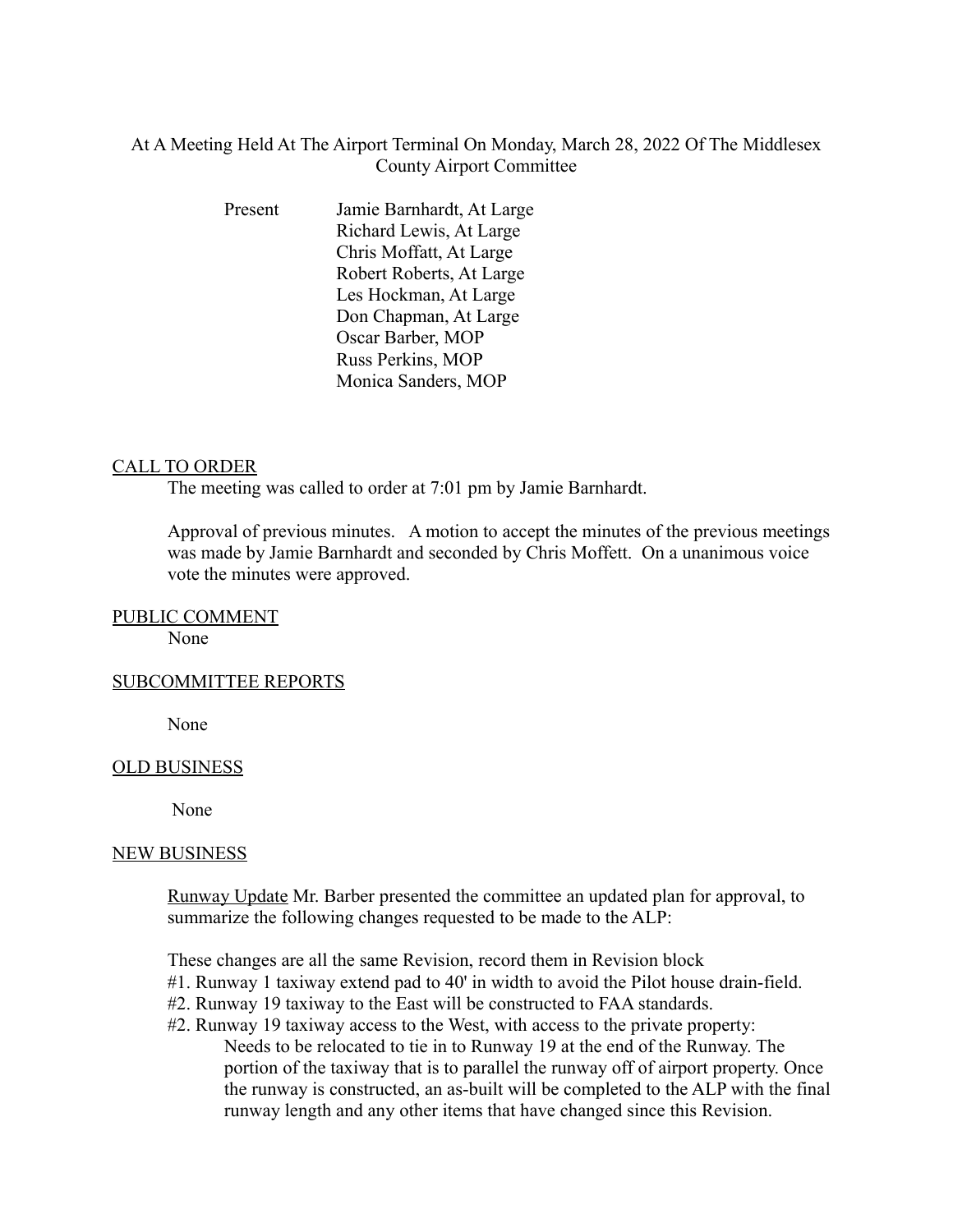At A Meeting Held At The Airport Terminal On Monday, March 28, 2022 Of The Middlesex County Airport Committee

Present Jamie Barnhardt, At Large
Richard Lewis, At Large
Chris Moffatt, At Large
Robert Roberts, At Large
Les Hockman, At Large
Don Chapman, At Large
Oscar Barber, MOP
Russ Perkins, MOP
Monica Sanders, MOP

## CALL TO ORDER

The meeting was called to order at 7:01 pm by Jamie Barnhardt.

Approval of previous minutes. A motion to accept the minutes of the previous meetings was made by Jamie Barnhardt and seconded by Chris Moffett. On a unanimous voice vote the minutes were approved.

## PUBLIC COMMENT

None

## SUBCOMMITTEE REPORTS

None

## OLD BUSINESS

None

## NEW BUSINESS

Runway Update Mr. Barber presented the committee an updated plan for approval, to summarize the following changes requested to be made to the ALP:

These changes are all the same Revision, record them in Revision block
#1. Runway 1 taxiway extend pad to 40' in width to avoid the Pilot house drain-field.
#2. Runway 19 taxiway to the East will be constructed to FAA standards.
#2. Runway 19 taxiway access to the West, with access to the private property:
Needs to be relocated to tie in to Runway 19 at the end of the Runway. The portion of the taxiway that is to parallel the runway off of airport property. Once the runway is constructed, an as-built will be completed to the ALP with the final runway length and any other items that have changed since this Revision.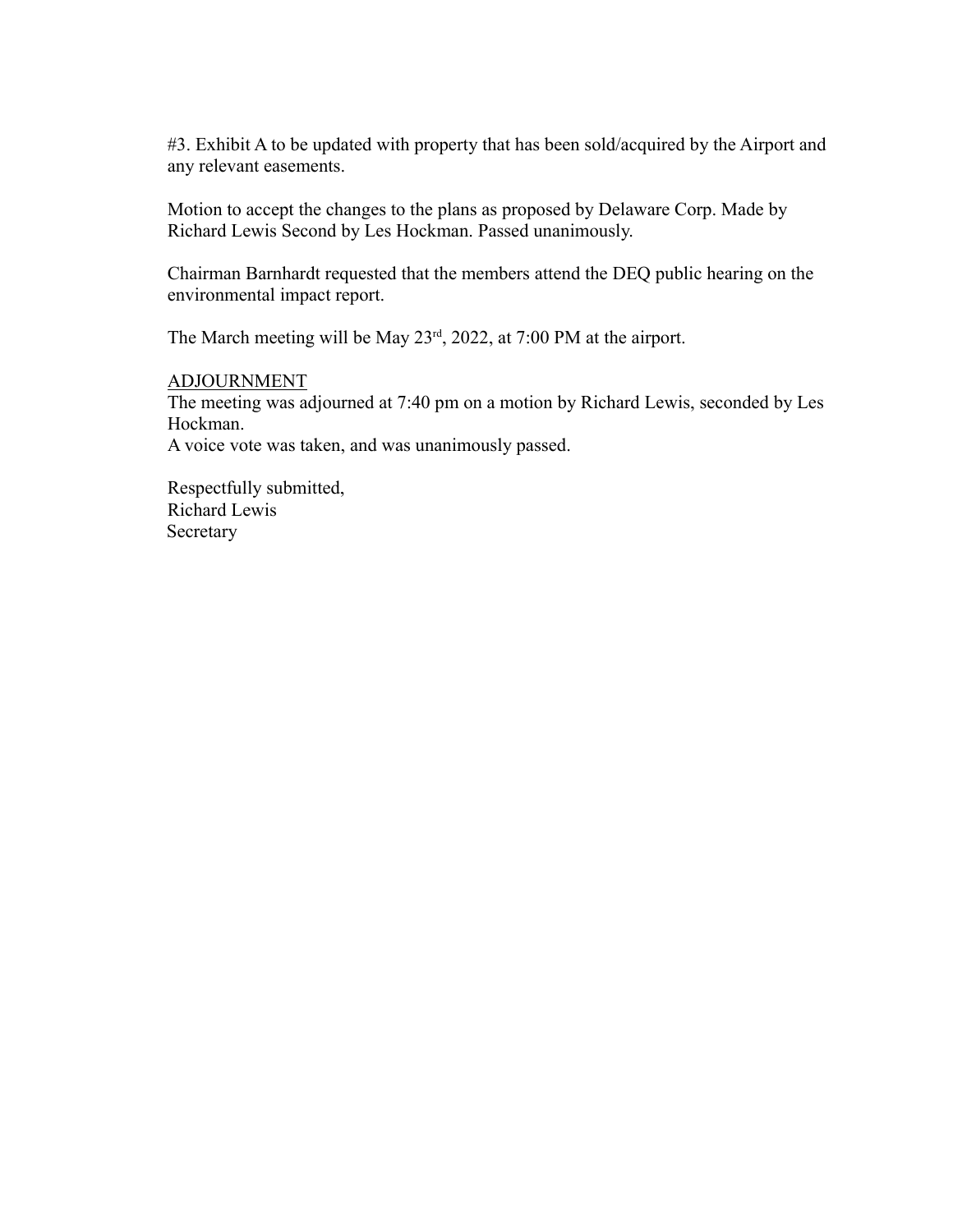#3. Exhibit A to be updated with property that has been sold/acquired by the Airport and any relevant easements.

Motion to accept the changes to the plans as proposed by Delaware Corp. Made by Richard Lewis Second by Les Hockman. Passed unanimously.

Chairman Barnhardt requested that the members attend the DEQ public hearing on the environmental impact report.

The March meeting will be May 23rd, 2022, at 7:00 PM at the airport.

ADJOURNMENT

The meeting was adjourned at 7:40 pm on a motion by Richard Lewis, seconded by Les Hockman.
A voice vote was taken, and was unanimously passed.

Respectfully submitted,
Richard Lewis
Secretary